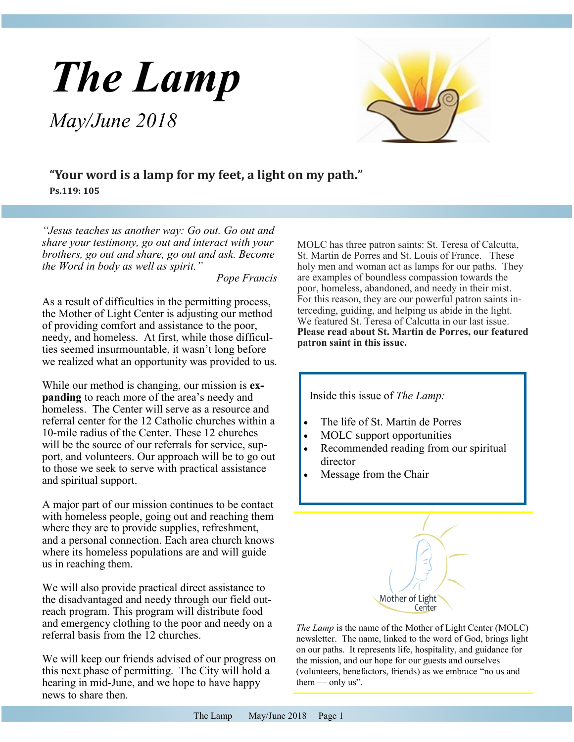# The Lamp

*May/June 2018*

**"Your word is a lamp for my feet, a light on my path."**
**Ps.119: 105**

*"Jesus teaches us another way: Go out. Go out and share your testimony, go out and interact with your brothers, go out and share, go out and ask. Become the Word in body as well as spirit."*

Pope Francis

As a result of difficulties in the permitting process, the Mother of Light Center is adjusting our method of providing comfort and assistance to the poor, needy, and homeless. At first, while those difficulties seemed insurmountable, it wasn't long before we realized what an opportunity was provided to us.

While our method is changing, our mission is **expanding** to reach more of the area's needy and homeless. The Center will serve as a resource and referral center for the 12 Catholic churches within a 10-mile radius of the Center. These 12 churches will be the source of our referrals for service, support, and volunteers. Our approach will be to go out to those we seek to serve with practical assistance and spiritual support.

A major part of our mission continues to be contact with homeless people, going out and reaching them where they are to provide supplies, refreshment, and a personal connection. Each area church knows where its homeless populations are and will guide us in reaching them.

We will also provide practical direct assistance to the disadvantaged and needy through our field outreach program. This program will distribute food and emergency clothing to the poor and needy on a referral basis from the 12 churches.

We will keep our friends advised of our progress on this next phase of permitting. The City will hold a hearing in mid-June, and we hope to have happy news to share then.

MOLC has three patron saints: St. Teresa of Calcutta, St. Martin de Porres and St. Louis of France. These holy men and woman act as lamps for our paths. They are examples of boundless compassion towards the poor, homeless, abandoned, and needy in their mist. For this reason, they are our powerful patron saints interceding, guiding, and helping us abide in the light. We featured St. Teresa of Calcutta in our last issue. **Please read about St. Martin de Porres, our featured patron saint in this issue.**

Inside this issue of *The Lamp:*

- The life of St. Martin de Porres
- MOLC support opportunities
- Recommended reading from our spiritual director
- Message from the Chair

Mother of Light Center

*The Lamp* is the name of the Mother of Light Center (MOLC) newsletter. The name, linked to the word of God, brings light on our paths. It represents life, hospitality, and guidance for the mission, and our hope for our guests and ourselves (volunteers, benefactors, friends) as we embrace "no us and them — only us".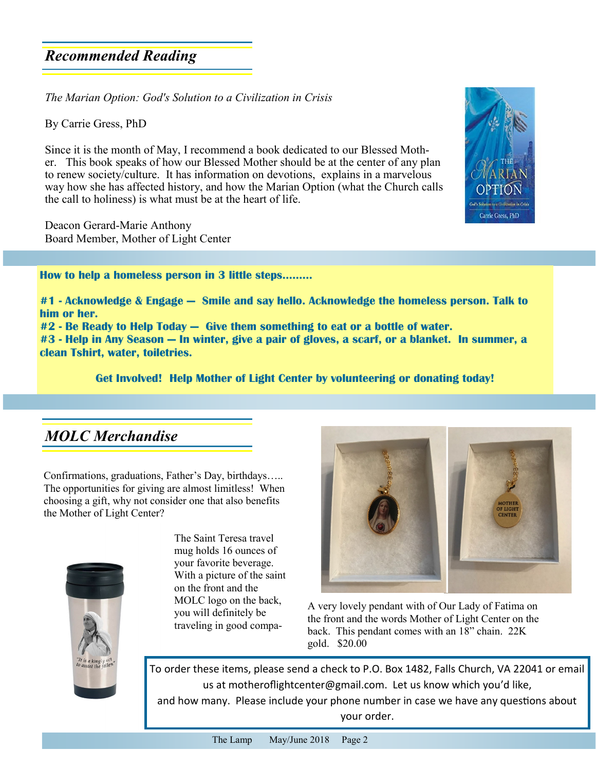## *Recommended Reading*

*The Marian Option: God's Solution to a Civilization in Crisis*

By Carrie Gress, PhD

Since it is the month of May, I recommend a book dedicated to our Blessed Mother. This book speaks of how our Blessed Mother should be at the center of any plan to renew society/culture. It has information on devotions, explains in a marvelous way how she has affected history, and how the Marian Option (what the Church calls the call to holiness) is what must be at the heart of life.

Deacon Gerard-Marie Anthony
Board Member, Mother of Light Center

**How to help a homeless person in 3 little steps………**

**#1 - Acknowledge & Engage — Smile and say hello. Acknowledge the homeless person. Talk to him or her.**
**#2 - Be Ready to Help Today — Give them something to eat or a bottle of water.**
**#3 - Help in Any Season — In winter, give a pair of gloves, a scarf, or a blanket. In summer, a clean Tshirt, water, toiletries.**

**Get Involved! Help Mother of Light Center by volunteering or donating today!**

## *MOLC Merchandise*

Confirmations, graduations, Father's Day, birthdays….. The opportunities for giving are almost limitless! When choosing a gift, why not consider one that also benefits the Mother of Light Center?

The Saint Teresa travel mug holds 16 ounces of your favorite beverage. With a picture of the saint on the front and the MOLC logo on the back, you will definitely be traveling in good compa-

A very lovely pendant with of Our Lady of Fatima on the front and the words Mother of Light Center on the back. This pendant comes with an 18" chain. 22K gold. $20.00

To order these items, please send a check to P.O. Box 1482, Falls Church, VA 22041 or email us at motheroflightcenter@gmail.com. Let us know which you'd like, and how many. Please include your phone number in case we have any questions about your order.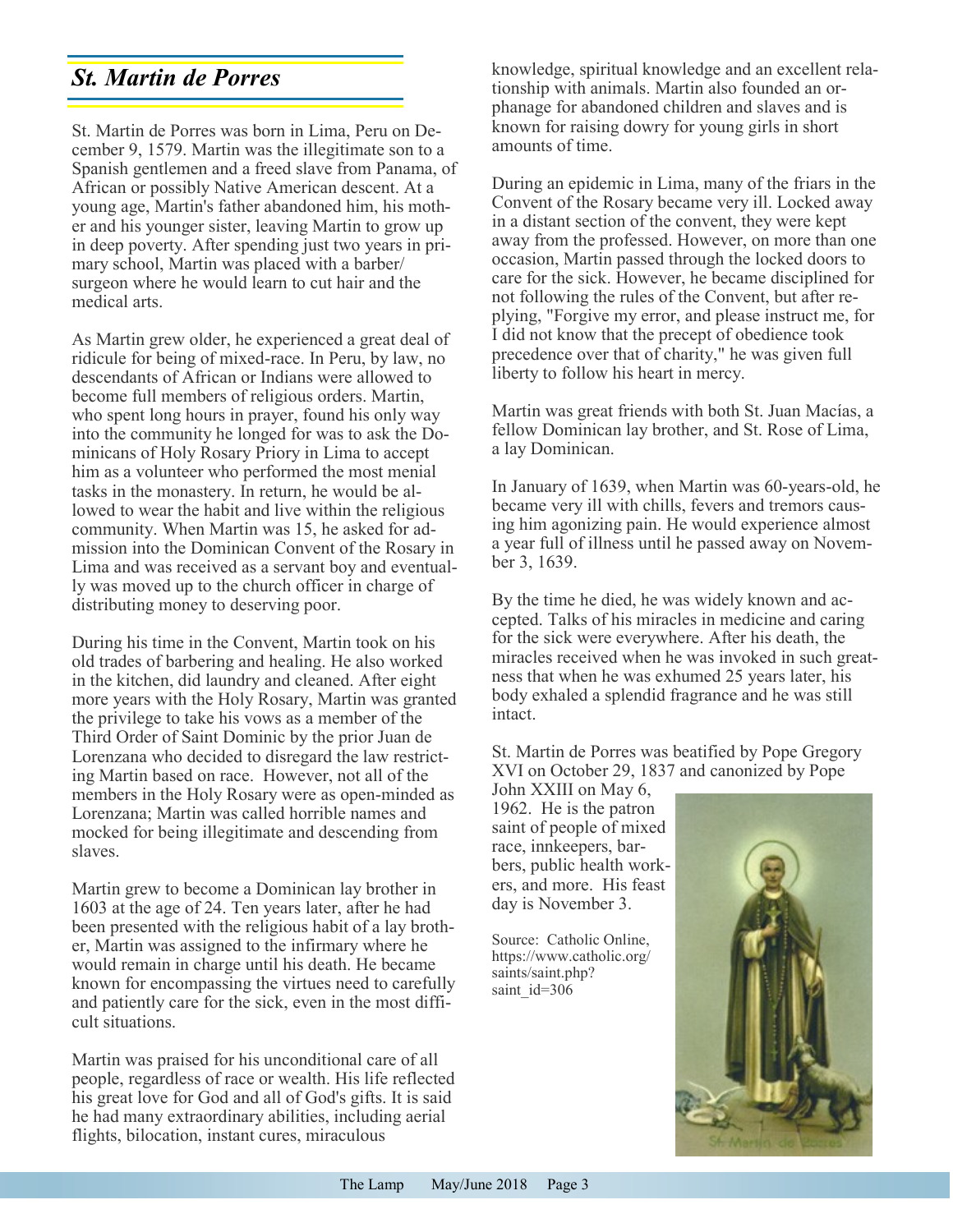## *St. Martin de Porres*

St. Martin de Porres was born in Lima, Peru on December 9, 1579. Martin was the illegitimate son to a Spanish gentlemen and a freed slave from Panama, of African or possibly Native American descent. At a young age, Martin's father abandoned him, his mother and his younger sister, leaving Martin to grow up in deep poverty. After spending just two years in primary school, Martin was placed with a barber/surgeon where he would learn to cut hair and the medical arts.

As Martin grew older, he experienced a great deal of ridicule for being of mixed-race. In Peru, by law, no descendants of African or Indians were allowed to become full members of religious orders. Martin, who spent long hours in prayer, found his only way into the community he longed for was to ask the Dominicans of Holy Rosary Priory in Lima to accept him as a volunteer who performed the most menial tasks in the monastery. In return, he would be allowed to wear the habit and live within the religious community. When Martin was 15, he asked for admission into the Dominican Convent of the Rosary in Lima and was received as a servant boy and eventually was moved up to the church officer in charge of distributing money to deserving poor.

During his time in the Convent, Martin took on his old trades of barbering and healing. He also worked in the kitchen, did laundry and cleaned. After eight more years with the Holy Rosary, Martin was granted the privilege to take his vows as a member of the Third Order of Saint Dominic by the prior Juan de Lorenzana who decided to disregard the law restricting Martin based on race. However, not all of the members in the Holy Rosary were as open-minded as Lorenzana; Martin was called horrible names and mocked for being illegitimate and descending from slaves.

Martin grew to become a Dominican lay brother in 1603 at the age of 24. Ten years later, after he had been presented with the religious habit of a lay brother, Martin was assigned to the infirmary where he would remain in charge until his death. He became known for encompassing the virtues need to carefully and patiently care for the sick, even in the most difficult situations.

Martin was praised for his unconditional care of all people, regardless of race or wealth. His life reflected his great love for God and all of God's gifts. It is said he had many extraordinary abilities, including aerial flights, bilocation, instant cures, miraculous knowledge, spiritual knowledge and an excellent relationship with animals. Martin also founded an orphanage for abandoned children and slaves and is known for raising dowry for young girls in short amounts of time.

During an epidemic in Lima, many of the friars in the Convent of the Rosary became very ill. Locked away in a distant section of the convent, they were kept away from the professed. However, on more than one occasion, Martin passed through the locked doors to care for the sick. However, he became disciplined for not following the rules of the Convent, but after replying, "Forgive my error, and please instruct me, for I did not know that the precept of obedience took precedence over that of charity," he was given full liberty to follow his heart in mercy.

Martin was great friends with both St. Juan Macías, a fellow Dominican lay brother, and St. Rose of Lima, a lay Dominican.

In January of 1639, when Martin was 60-years-old, he became very ill with chills, fevers and tremors causing him agonizing pain. He would experience almost a year full of illness until he passed away on November 3, 1639.

By the time he died, he was widely known and accepted. Talks of his miracles in medicine and caring for the sick were everywhere. After his death, the miracles received when he was invoked in such greatness that when he was exhumed 25 years later, his body exhaled a splendid fragrance and he was still intact.

St. Martin de Porres was beatified by Pope Gregory XVI on October 29, 1837 and canonized by Pope John XXIII on May 6, 1962. He is the patron saint of people of mixed race, innkeepers, barbers, public health workers, and more. His feast day is November 3.

Source: Catholic Online, https://www.catholic.org/saints/saint.php?saint_id=306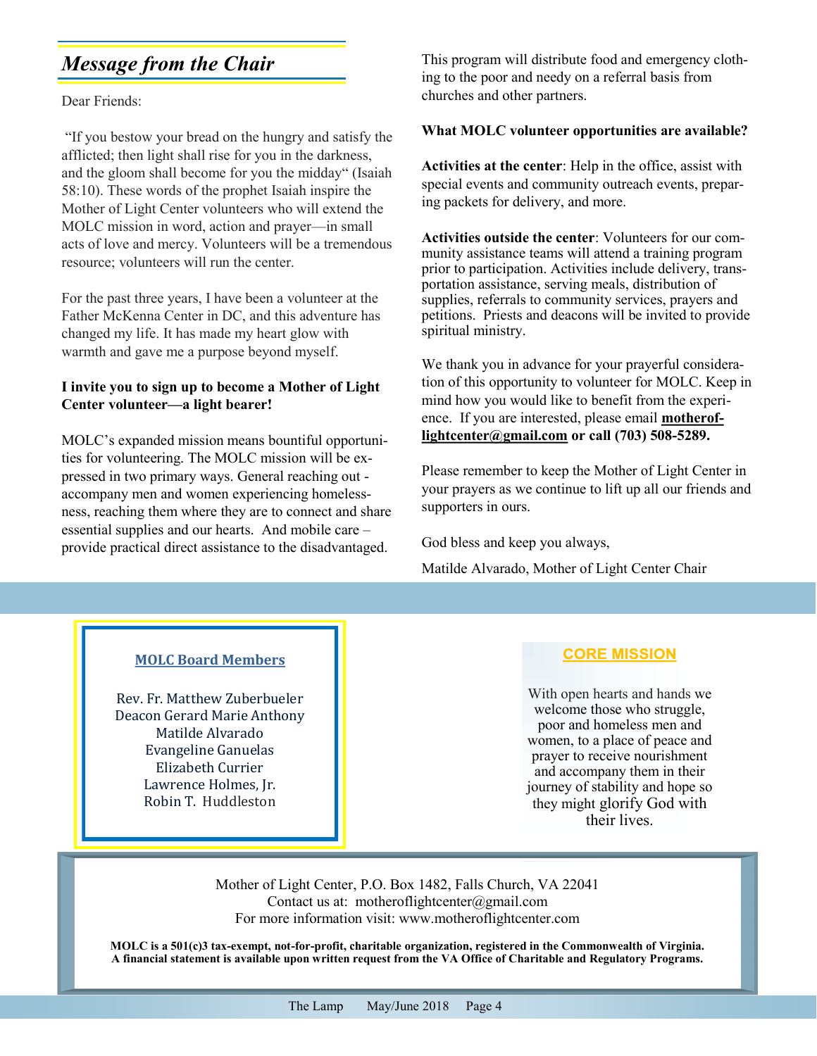## *Message from the Chair*

Dear Friends:

"If you bestow your bread on the hungry and satisfy the afflicted; then light shall rise for you in the darkness, and the gloom shall become for you the midday" (Isaiah 58:10). These words of the prophet Isaiah inspire the Mother of Light Center volunteers who will extend the MOLC mission in word, action and prayer—in small acts of love and mercy. Volunteers will be a tremendous resource; volunteers will run the center.

For the past three years, I have been a volunteer at the Father McKenna Center in DC, and this adventure has changed my life. It has made my heart glow with warmth and gave me a purpose beyond myself.

**I invite you to sign up to become a Mother of Light Center volunteer—a light bearer!**

MOLC's expanded mission means bountiful opportunities for volunteering. The MOLC mission will be expressed in two primary ways. General reaching out - accompany men and women experiencing homelessness, reaching them where they are to connect and share essential supplies and our hearts. And mobile care – provide practical direct assistance to the disadvantaged. This program will distribute food and emergency clothing to the poor and needy on a referral basis from churches and other partners.

**What MOLC volunteer opportunities are available?**

**Activities at the center**: Help in the office, assist with special events and community outreach events, preparing packets for delivery, and more.

**Activities outside the center**: Volunteers for our community assistance teams will attend a training program prior to participation. Activities include delivery, transportation assistance, serving meals, distribution of supplies, referrals to community services, prayers and petitions. Priests and deacons will be invited to provide spiritual ministry.

We thank you in advance for your prayerful consideration of this opportunity to volunteer for MOLC. Keep in mind how you would like to benefit from the experience. If you are interested, please email **motheroflightcenter@gmail.com or call (703) 508-5289.**

Please remember to keep the Mother of Light Center in your prayers as we continue to lift up all our friends and supporters in ours.

God bless and keep you always,

Matilde Alvarado, Mother of Light Center Chair

**MOLC Board Members**

Rev. Fr. Matthew Zuberbueler
Deacon Gerard Marie Anthony
Matilde Alvarado
Evangeline Ganuelas
Elizabeth Currier
Lawrence Holmes, Jr.
Robin T. Huddleston

**CORE MISSION**

With open hearts and hands we welcome those who struggle, poor and homeless men and women, to a place of peace and prayer to receive nourishment and accompany them in their journey of stability and hope so they might glorify God with their lives.

Mother of Light Center, P.O. Box 1482, Falls Church, VA 22041
Contact us at: motheroflightcenter@gmail.com
For more information visit: www.motheroflightcenter.com

**MOLC is a 501(c)3 tax-exempt, not-for-profit, charitable organization, registered in the Commonwealth of Virginia. A financial statement is available upon written request from the VA Office of Charitable and Regulatory Programs.**